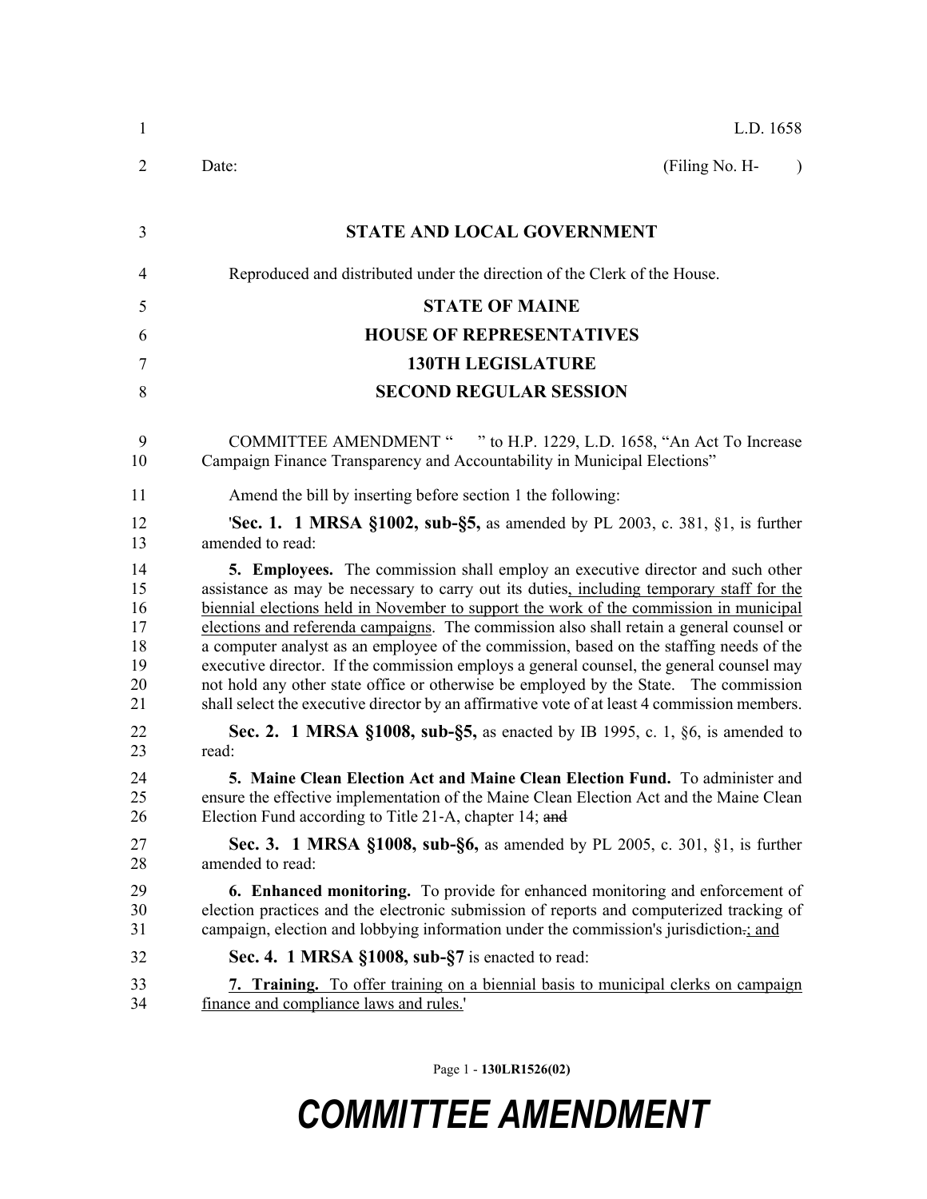L.D. 1658

Date: (Filing No. H- )

# STATE AND LOCAL GOVERNMENT

Reproduced and distributed under the direction of the Clerk of the House.

## STATE OF MAINE
## HOUSE OF REPRESENTATIVES
## 130TH LEGISLATURE
## SECOND REGULAR SESSION

COMMITTEE AMENDMENT " " to H.P. 1229, L.D. 1658, "An Act To Increase Campaign Finance Transparency and Accountability in Municipal Elections"

Amend the bill by inserting before section 1 the following:

'**Sec. 1. 1 MRSA §1002, sub-§5,** as amended by PL 2003, c. 381, §1, is further amended to read:

**5. Employees.** The commission shall employ an executive director and such other assistance as may be necessary to carry out its duties, including temporary staff for the biennial elections held in November to support the work of the commission in municipal elections and referenda campaigns. The commission also shall retain a general counsel or a computer analyst as an employee of the commission, based on the staffing needs of the executive director. If the commission employs a general counsel, the general counsel may not hold any other state office or otherwise be employed by the State. The commission shall select the executive director by an affirmative vote of at least 4 commission members.

**Sec. 2. 1 MRSA §1008, sub-§5,** as enacted by IB 1995, c. 1, §6, is amended to read:

**5. Maine Clean Election Act and Maine Clean Election Fund.** To administer and ensure the effective implementation of the Maine Clean Election Act and the Maine Clean Election Fund according to Title 21-A, chapter 14; ~~and~~

**Sec. 3. 1 MRSA §1008, sub-§6,** as amended by PL 2005, c. 301, §1, is further amended to read:

**6. Enhanced monitoring.** To provide for enhanced monitoring and enforcement of election practices and the electronic submission of reports and computerized tracking of campaign, election and lobbying information under the commission's jurisdiction~~.~~; and

**Sec. 4. 1 MRSA §1008, sub-§7** is enacted to read:

**7. Training.** To offer training on a biennial basis to municipal clerks on campaign finance and compliance laws and rules.'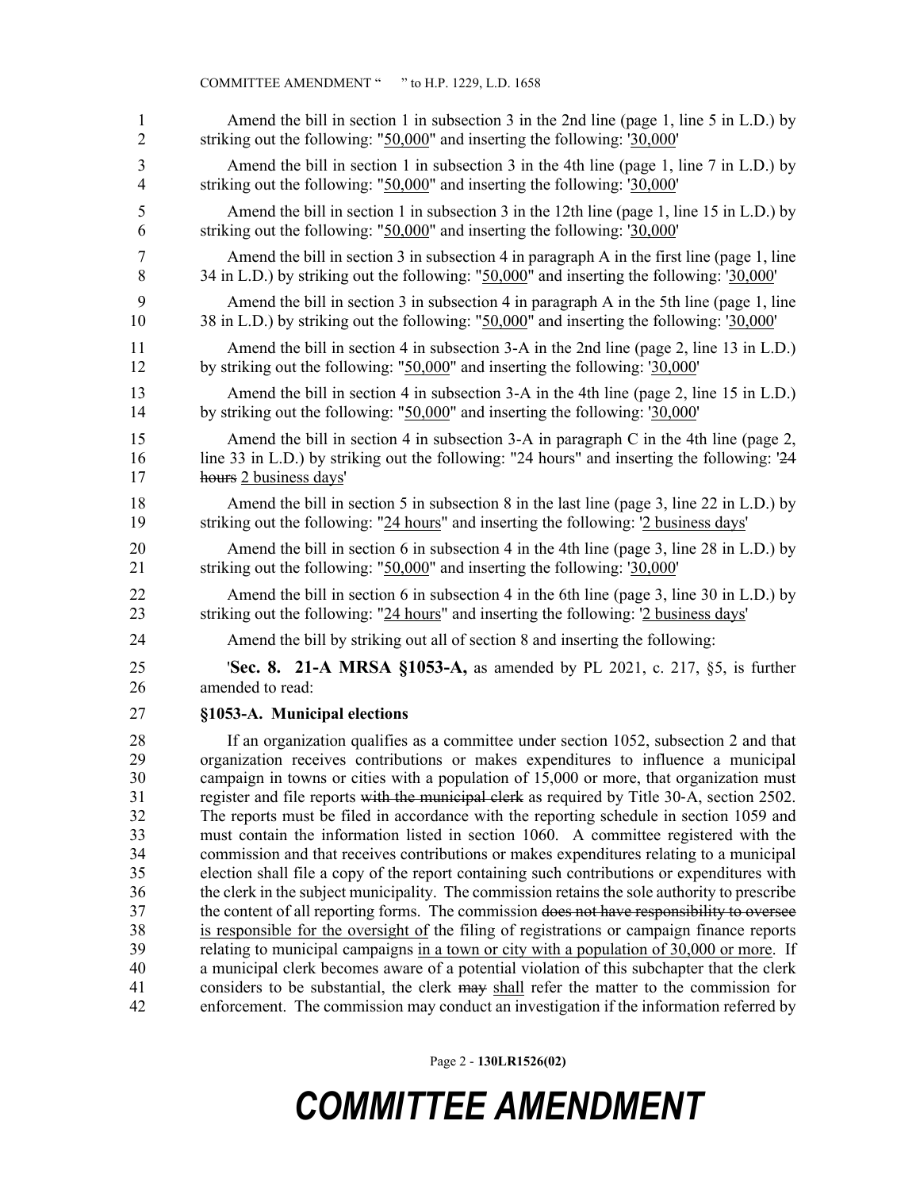Amend the bill in section 1 in subsection 3 in the 2nd line (page 1, line 5 in L.D.) by striking out the following: "<u>50,000</u>" and inserting the following: '<u>30,000</u>'

Amend the bill in section 1 in subsection 3 in the 4th line (page 1, line 7 in L.D.) by striking out the following: "<u>50,000</u>" and inserting the following: '<u>30,000</u>'

Amend the bill in section 1 in subsection 3 in the 12th line (page 1, line 15 in L.D.) by striking out the following: "<u>50,000</u>" and inserting the following: '<u>30,000</u>'

Amend the bill in section 3 in subsection 4 in paragraph A in the first line (page 1, line 34 in L.D.) by striking out the following: "<u>50,000</u>" and inserting the following: '<u>30,000</u>'

Amend the bill in section 3 in subsection 4 in paragraph A in the 5th line (page 1, line 38 in L.D.) by striking out the following: "<u>50,000</u>" and inserting the following: '<u>30,000</u>'

Amend the bill in section 4 in subsection 3-A in the 2nd line (page 2, line 13 in L.D.) by striking out the following: "<u>50,000</u>" and inserting the following: '<u>30,000</u>'

Amend the bill in section 4 in subsection 3-A in the 4th line (page 2, line 15 in L.D.) by striking out the following: "<u>50,000</u>" and inserting the following: '<u>30,000</u>'

Amend the bill in section 4 in subsection 3-A in paragraph C in the 4th line (page 2, line 33 in L.D.) by striking out the following: "24 hours" and inserting the following: '~~24 hours~~ <u>2 business days</u>'

Amend the bill in section 5 in subsection 8 in the last line (page 3, line 22 in L.D.) by striking out the following: "<u>24 hours</u>" and inserting the following: '<u>2 business days</u>'

Amend the bill in section 6 in subsection 4 in the 4th line (page 3, line 28 in L.D.) by striking out the following: "<u>50,000</u>" and inserting the following: '<u>30,000</u>'

Amend the bill in section 6 in subsection 4 in the 6th line (page 3, line 30 in L.D.) by striking out the following: "<u>24 hours</u>" and inserting the following: '<u>2 business days</u>'

Amend the bill by striking out all of section 8 and inserting the following:

'**Sec. 8. 21-A MRSA §1053-A,** as amended by PL 2021, c. 217, §5, is further amended to read:

**§1053-A. Municipal elections**

If an organization qualifies as a committee under section 1052, subsection 2 and that organization receives contributions or makes expenditures to influence a municipal campaign in towns or cities with a population of 15,000 or more, that organization must register and file reports ~~with the municipal clerk~~ as required by Title 30-A, section 2502. The reports must be filed in accordance with the reporting schedule in section 1059 and must contain the information listed in section 1060. A committee registered with the commission and that receives contributions or makes expenditures relating to a municipal election shall file a copy of the report containing such contributions or expenditures with the clerk in the subject municipality. The commission retains the sole authority to prescribe the content of all reporting forms. The commission ~~does not have responsibility to oversee~~ <u>is responsible for the oversight of</u> the filing of registrations or campaign finance reports relating to municipal campaigns <u>in a town or city with a population of 30,000 or more</u>. If a municipal clerk becomes aware of a potential violation of this subchapter that the clerk considers to be substantial, the clerk ~~may~~ <u>shall</u> refer the matter to the commission for enforcement. The commission may conduct an investigation if the information referred by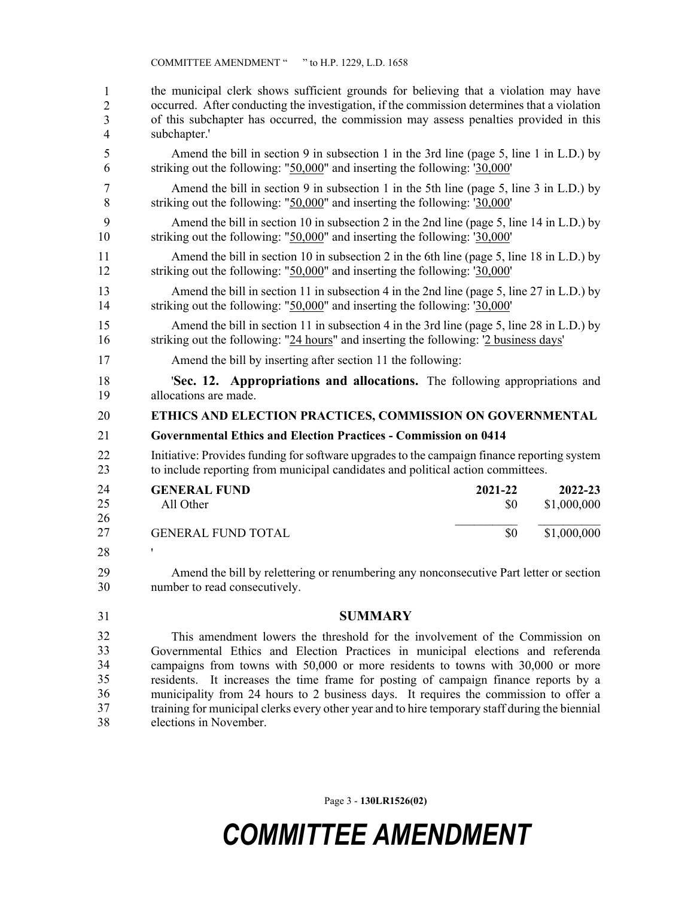the municipal clerk shows sufficient grounds for believing that a violation may have occurred. After conducting the investigation, if the commission determines that a violation of this subchapter has occurred, the commission may assess penalties provided in this subchapter.'

Amend the bill in section 9 in subsection 1 in the 3rd line (page 5, line 1 in L.D.) by striking out the following: "50,000" and inserting the following: '30,000'

Amend the bill in section 9 in subsection 1 in the 5th line (page 5, line 3 in L.D.) by striking out the following: "50,000" and inserting the following: '30,000'

Amend the bill in section 10 in subsection 2 in the 2nd line (page 5, line 14 in L.D.) by striking out the following: "50,000" and inserting the following: '30,000'

Amend the bill in section 10 in subsection 2 in the 6th line (page 5, line 18 in L.D.) by striking out the following: "50,000" and inserting the following: '30,000'

Amend the bill in section 11 in subsection 4 in the 2nd line (page 5, line 27 in L.D.) by striking out the following: "50,000" and inserting the following: '30,000'

Amend the bill in section 11 in subsection 4 in the 3rd line (page 5, line 28 in L.D.) by striking out the following: "24 hours" and inserting the following: '2 business days'

Amend the bill by inserting after section 11 the following:

'**Sec. 12. Appropriations and allocations.** The following appropriations and allocations are made.

**ETHICS AND ELECTION PRACTICES, COMMISSION ON GOVERNMENTAL**

**Governmental Ethics and Election Practices - Commission on 0414**

Initiative: Provides funding for software upgrades to the campaign finance reporting system to include reporting from municipal candidates and political action committees.

| **GENERAL FUND** | **2021-22** | **2022-23** |
|---|---|---|
| All Other | $0 | $1,000,000 |
| GENERAL FUND TOTAL | $0 | $1,000,000 |

'

Amend the bill by relettering or renumbering any nonconsecutive Part letter or section number to read consecutively.

## SUMMARY

This amendment lowers the threshold for the involvement of the Commission on Governmental Ethics and Election Practices in municipal elections and referenda campaigns from towns with 50,000 or more residents to towns with 30,000 or more residents. It increases the time frame for posting of campaign finance reports by a municipality from 24 hours to 2 business days. It requires the commission to offer a training for municipal clerks every other year and to hire temporary staff during the biennial elections in November.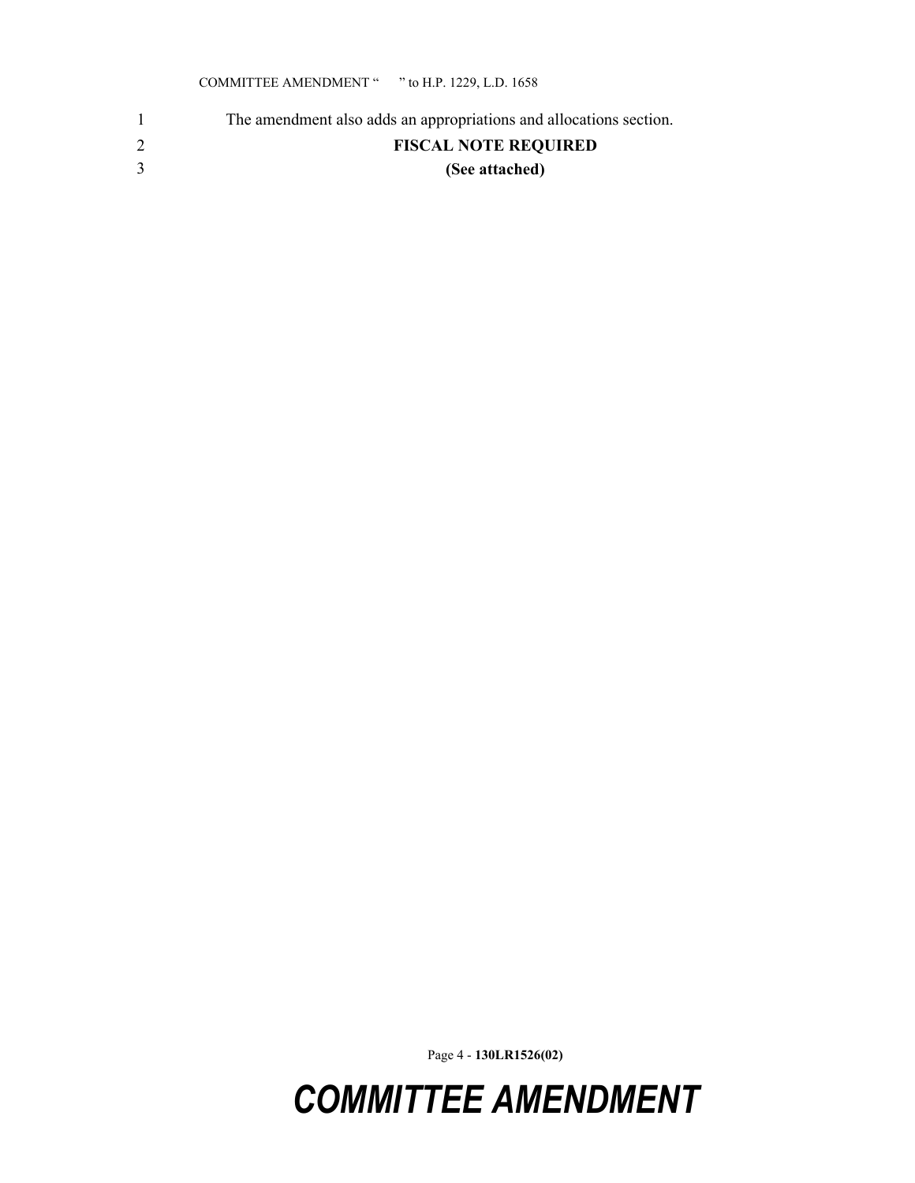The amendment also adds an appropriations and allocations section.

**FISCAL NOTE REQUIRED**

**(See attached)**